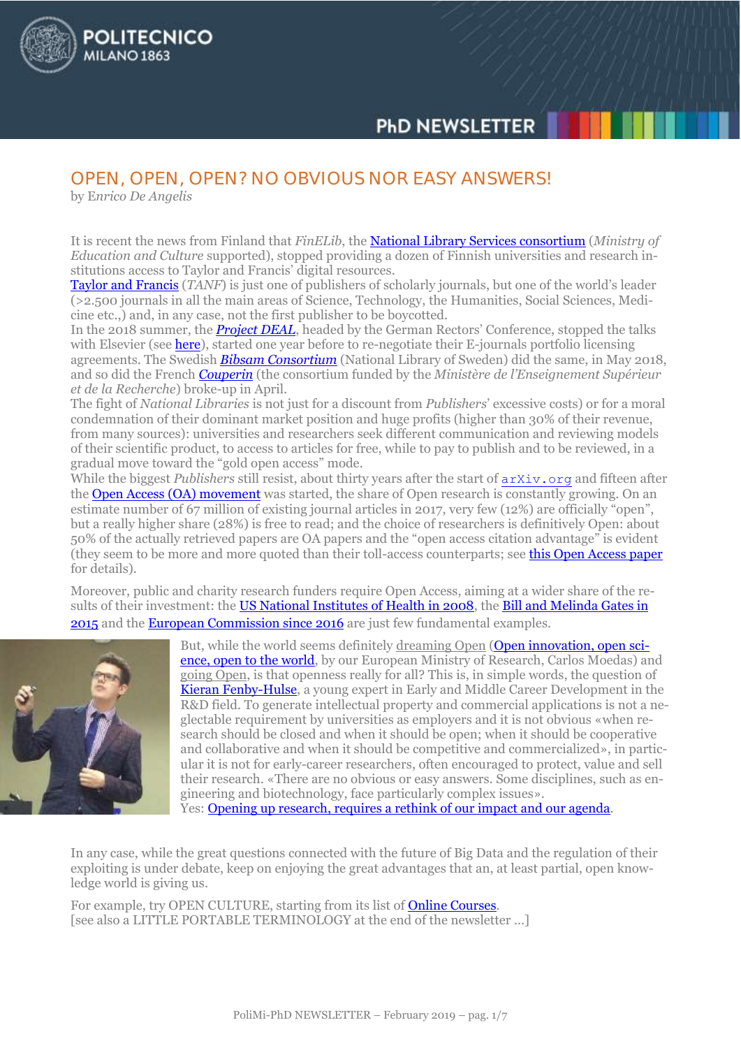# OPEN, OPEN, OPEN? NO OBVIOUS NOR EASY ANSWERS!

by Enrico De Angelis

It is recent the news from Finland that *FinELib*, the National Library Services consortium (*Ministry of Education and Culture* supported), stopped providing a dozen of Finnish universities and research institutions access to Taylor and Francis' digital resources.
Taylor and Francis (*TANF*) is just one of publishers of scholarly journals, but one of the world's leader (>2.500 journals in all the main areas of Science, Technology, the Humanities, Social Sciences, Medicine etc.,) and, in any case, not the first publisher to be boycotted.
In the 2018 summer, the ***Project DEAL***, headed by the German Rectors' Conference, stopped the talks with Elsevier (see here), started one year before to re-negotiate their E-journals portfolio licensing agreements. The Swedish ***Bibsam Consortium*** (National Library of Sweden) did the same, in May 2018, and so did the French ***Couperin*** (the consortium funded by the *Ministère de l'Enseignement Supérieur et de la Recherche*) broke-up in April.
The fight of *National Libraries* is not just for a discount from *Publishers*' excessive costs) or for a moral condemnation of their dominant market position and huge profits (higher than 30% of their revenue, from many sources): universities and research seek different communication and reviewing models of their scientific product, to access to articles for free, while to pay to publish and to be reviewed, in a gradual move toward the "gold open access" mode.
While the biggest *Publishers* still resist, about thirty years after the start of `arXiv.org` and fifteen after the Open Access (OA) movement was started, the share of Open research is constantly growing. On an estimate number of 67 million of existing journal articles in 2017, very few (12%) are officially "open", but a really higher share (28%) is free to read; and the choice of researchers is definitively Open: about 50% of the actually retrieved papers are OA papers and the "open access citation advantage" is evident (they seem to be more and more quoted than their toll-access counterparts; see this Open Access paper for details).

Moreover, public and charity research funders require Open Access, aiming at a wider share of the results of their investment: the US National Institutes of Health in 2008, the Bill and Melinda Gates in 2015 and the European Commission since 2016 are just few fundamental examples.

But, while the world seems definitely dreaming Open (Open innovation, open science, open to the world, by our European Ministry of Research, Carlos Moedas) and going Open, is that openness really for all? This is, in simple words, the question of Kieran Fenby-Hulse, a young expert in Early and Middle Career Development in the R&D field. To generate intellectual property and commercial applications is not a neglectable requirement by universities as employers and it is not obvious «when research should be closed and when it should be open; when it should be cooperative and collaborative and when it should be competitive and commercialized», in particular it is not for early-career researchers, often encouraged to protect, value and sell their research. «There are no obvious or easy answers. Some disciplines, such as engineering and biotechnology, face particularly complex issues».
Yes: Opening up research, requires a rethink of our impact and our agenda.

In any case, while the great questions connected with the future of Big Data and the regulation of their exploiting is under debate, keep on enjoying the great advantages that an, at least partial, open knowledge world is giving us.

For example, try OPEN CULTURE, starting from its list of Online Courses.
[see also a LITTLE PORTABLE TERMINOLOGY at the end of the newsletter …]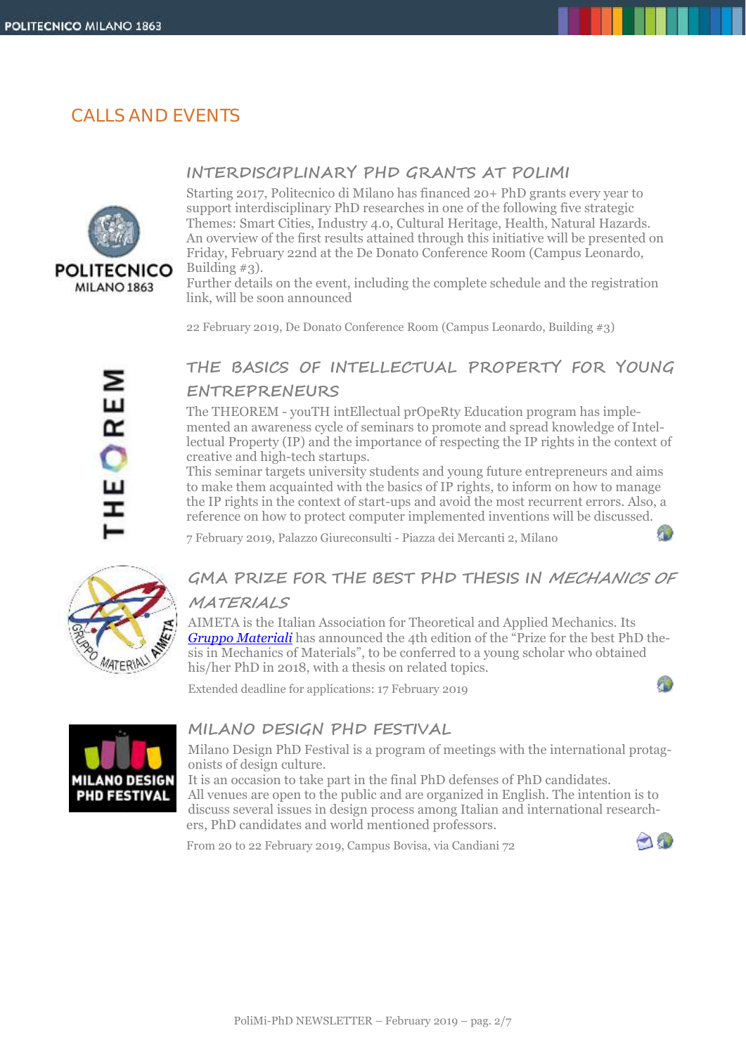## CALLS AND EVENTS

### INTERDISCIPLINARY PHD GRANTS AT POLIMI

Starting 2017, Politecnico di Milano has financed 20+ PhD grants every year to support interdisciplinary PhD researches in one of the following five strategic Themes: Smart Cities, Industry 4.0, Cultural Heritage, Health, Natural Hazards. An overview of the first results attained through this initiative will be presented on Friday, February 22nd at the De Donato Conference Room (Campus Leonardo, Building #3).
Further details on the event, including the complete schedule and the registration link, will be soon announced

22 February 2019, De Donato Conference Room (Campus Leonardo, Building #3)

### THE BASICS OF INTELLECTUAL PROPERTY FOR YOUNG ENTREPRENEURS

The THEOREM - youTH intEllectual prOpeRty Education program has implemented an awareness cycle of seminars to promote and spread knowledge of Intellectual Property (IP) and the importance of respecting the IP rights in the context of creative and high-tech startups.
This seminar targets university students and young future entrepreneurs and aims to make them acquainted with the basics of IP rights, to inform on how to manage the IP rights in the context of start-ups and avoid the most recurrent errors. Also, a reference on how to protect computer implemented inventions will be discussed.

7 February 2019, Palazzo Giureconsulti - Piazza dei Mercanti 2, Milano

### GMA PRIZE FOR THE BEST PHD THESIS IN *MECHANICS OF MATERIALS*

AIMETA is the Italian Association for Theoretical and Applied Mechanics. Its *Gruppo Materiali* has announced the 4th edition of the "Prize for the best PhD thesis in Mechanics of Materials", to be conferred to a young scholar who obtained his/her PhD in 2018, with a thesis on related topics.

Extended deadline for applications: 17 February 2019

### MILANO DESIGN PHD FESTIVAL

Milano Design PhD Festival is a program of meetings with the international protagonists of design culture.
It is an occasion to take part in the final PhD defenses of PhD candidates.
All venues are open to the public and are organized in English. The intention is to discuss several issues in design process among Italian and international researchers, PhD candidates and world mentioned professors.

From 20 to 22 February 2019, Campus Bovisa, via Candiani 72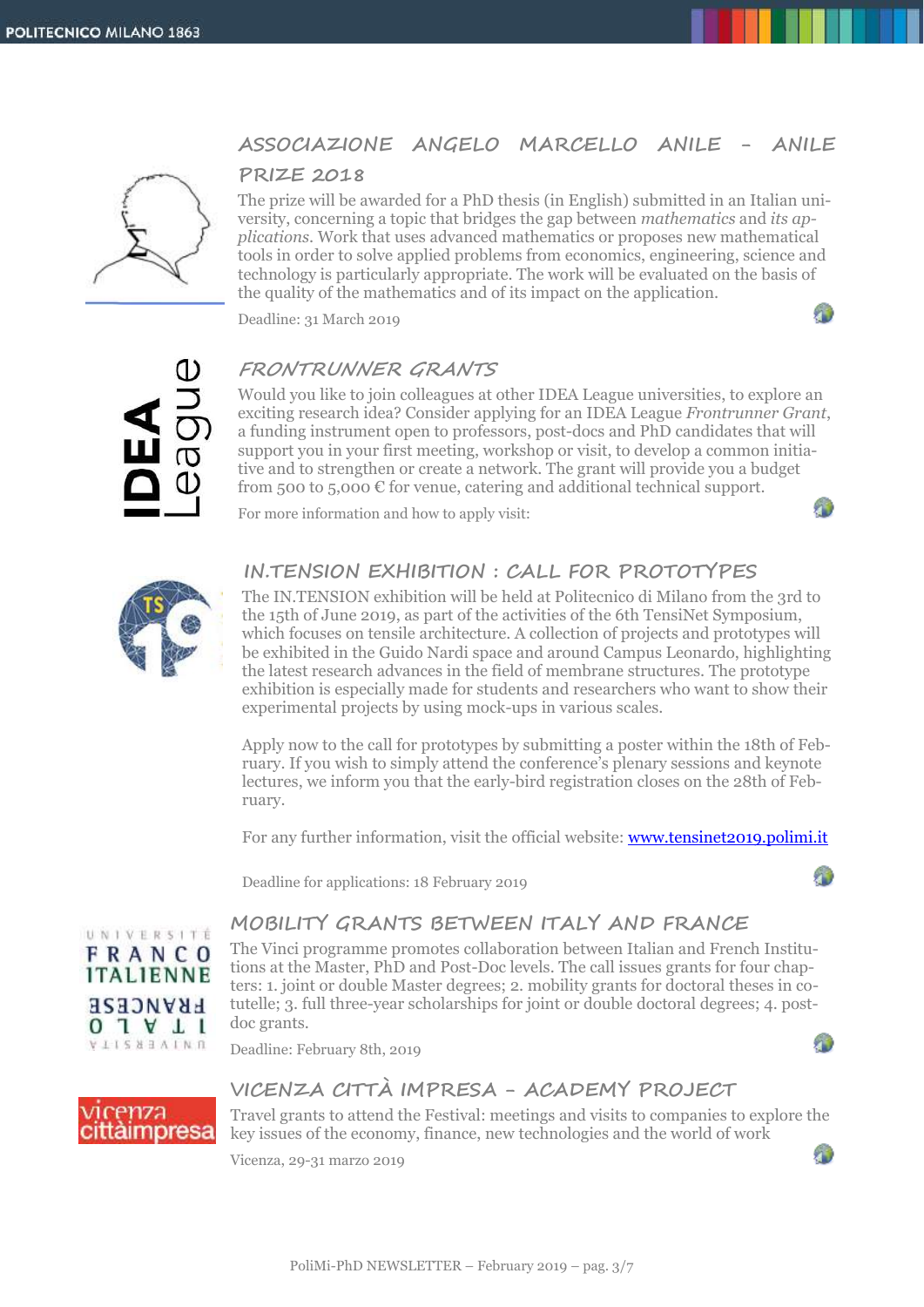## ASSOCIAZIONE ANGELO MARCELLO ANILE – ANILE PRIZE 2018

The prize will be awarded for a PhD thesis (in English) submitted in an Italian university, concerning a topic that bridges the gap between *mathematics* and *its applications*. Work that uses advanced mathematics or proposes new mathematical tools in order to solve applied problems from economics, engineering, science and technology is particularly appropriate. The work will be evaluated on the basis of the quality of the mathematics and of its impact on the application.

Deadline: 31 March 2019

## FRONTRUNNER GRANTS

Would you like to join colleagues at other IDEA League universities, to explore an exciting research idea? Consider applying for an IDEA League *Frontrunner Grant*, a funding instrument open to professors, post-docs and PhD candidates that will support you in your first meeting, workshop or visit, to develop a common initiative and to strengthen or create a network. The grant will provide you a budget from 500 to 5,000 € for venue, catering and additional technical support.

For more information and how to apply visit:

## IN.TENSION EXHIBITION : CALL FOR PROTOTYPES

The IN.TENSION exhibition will be held at Politecnico di Milano from the 3rd to the 15th of June 2019, as part of the activities of the 6th TensiNet Symposium, which focuses on tensile architecture. A collection of projects and prototypes will be exhibited in the Guido Nardi space and around Campus Leonardo, highlighting the latest research advances in the field of membrane structures. The prototype exhibition is especially made for students and researchers who want to show their experimental projects by using mock-ups in various scales.

Apply now to the call for prototypes by submitting a poster within the 18th of February. If you wish to simply attend the conference's plenary sessions and keynote lectures, we inform you that the early-bird registration closes on the 28th of February.

For any further information, visit the official website: www.tensinet2019.polimi.it

Deadline for applications: 18 February 2019

## MOBILITY GRANTS BETWEEN ITALY AND FRANCE

The Vinci programme promotes collaboration between Italian and French Institutions at the Master, PhD and Post-Doc levels. The call issues grants for four chapters: 1. joint or double Master degrees; 2. mobility grants for doctoral theses in co-tutelle; 3. full three-year scholarships for joint or double doctoral degrees; 4. post-doc grants.

Deadline: February 8th, 2019

## VICENZA CITTÀ IMPRESA – ACADEMY PROJECT

Travel grants to attend the Festival: meetings and visits to companies to explore the key issues of the economy, finance, new technologies and the world of work

Vicenza, 29-31 marzo 2019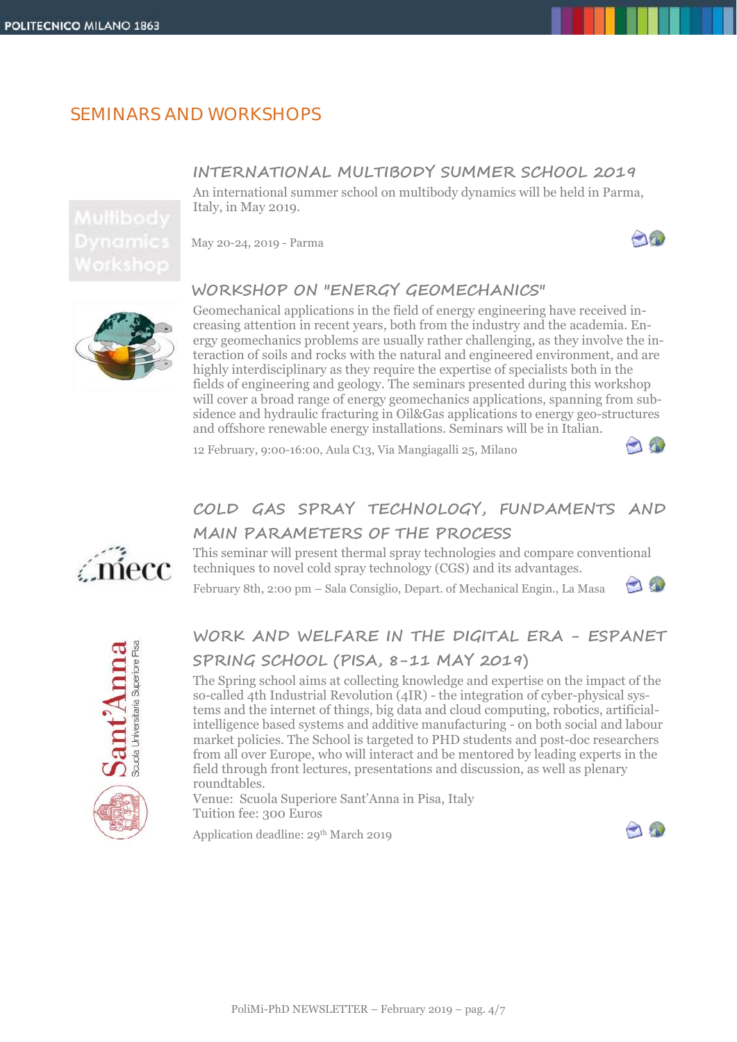# SEMINARS AND WORKSHOPS

## INTERNATIONAL MULTIBODY SUMMER SCHOOL 2019

An international summer school on multibody dynamics will be held in Parma, Italy, in May 2019.

May 20-24, 2019 - Parma

## WORKSHOP ON "ENERGY GEOMECHANICS"

Geomechanical applications in the field of energy engineering have received increasing attention in recent years, both from the industry and the academia. Energy geomechanics problems are usually rather challenging, as they involve the interaction of soils and rocks with the natural and engineered environment, and are highly interdisciplinary as they require the expertise of specialists both in the fields of engineering and geology. The seminars presented during this workshop will cover a broad range of energy geomechanics applications, spanning from subsidence and hydraulic fracturing in Oil&Gas applications to energy geo-structures and offshore renewable energy installations. Seminars will be in Italian.

12 February, 9:00-16:00, Aula C13, Via Mangiagalli 25, Milano

## COLD GAS SPRAY TECHNOLOGY, FUNDAMENTS AND MAIN PARAMETERS OF THE PROCESS

This seminar will present thermal spray technologies and compare conventional techniques to novel cold spray technology (CGS) and its advantages.

February 8th, 2:00 pm – Sala Consiglio, Depart. of Mechanical Engin., La Masa

## WORK AND WELFARE IN THE DIGITAL ERA - ESPANET SPRING SCHOOL (PISA, 8-11 MAY 2019)

The Spring school aims at collecting knowledge and expertise on the impact of the so-called 4th Industrial Revolution (4IR) - the integration of cyber-physical systems and the internet of things, big data and cloud computing, robotics, artificial-intelligence based systems and additive manufacturing - on both social and labour market policies. The School is targeted to PHD students and post-doc researchers from all over Europe, who will interact and be mentored by leading experts in the field through front lectures, presentations and discussion, as well as plenary roundtables.

Venue: Scuola Superiore Sant'Anna in Pisa, Italy
Tuition fee: 300 Euros

Application deadline: 29th March 2019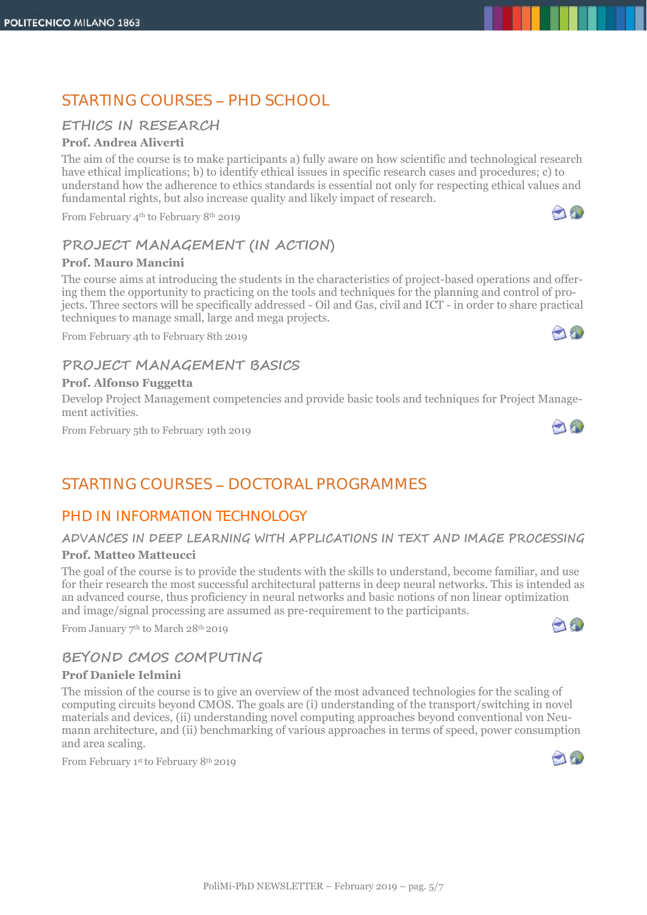# STARTING COURSES – PHD SCHOOL

### ETHICS IN RESEARCH

**Prof. Andrea Aliverti**

The aim of the course is to make participants a) fully aware on how scientific and technological research have ethical implications; b) to identify ethical issues in specific research cases and procedures; c) to understand how the adherence to ethics standards is essential not only for respecting ethical values and fundamental rights, but also increase quality and likely impact of research.

From February 4th to February 8th 2019

### PROJECT MANAGEMENT (IN ACTION)

**Prof. Mauro Mancini**

The course aims at introducing the students in the characteristics of project-based operations and offering them the opportunity to practicing on the tools and techniques for the planning and control of projects. Three sectors will be specifically addressed - Oil and Gas, civil and ICT - in order to share practical techniques to manage small, large and mega projects.

From February 4th to February 8th 2019

### PROJECT MANAGEMENT BASICS

**Prof. Alfonso Fuggetta**

Develop Project Management competencies and provide basic tools and techniques for Project Management activities.

From February 5th to February 19th 2019

# STARTING COURSES – DOCTORAL PROGRAMMES

## PHD IN INFORMATION TECHNOLOGY

### ADVANCES IN DEEP LEARNING WITH APPLICATIONS IN TEXT AND IMAGE PROCESSING

**Prof. Matteo Matteucci**

The goal of the course is to provide the students with the skills to understand, become familiar, and use for their research the most successful architectural patterns in deep neural networks. This is intended as an advanced course, thus proficiency in neural networks and basic notions of non linear optimization and image/signal processing are assumed as pre-requirement to the participants.

From January 7th to March 28th 2019

### BEYOND CMOS COMPUTING

**Prof Daniele Ielmini**

The mission of the course is to give an overview of the most advanced technologies for the scaling of computing circuits beyond CMOS. The goals are (i) understanding of the transport/switching in novel materials and devices, (ii) understanding novel computing approaches beyond conventional von Neumann architecture, and (ii) benchmarking of various approaches in terms of speed, power consumption and area scaling.

From February 1st to February 8th 2019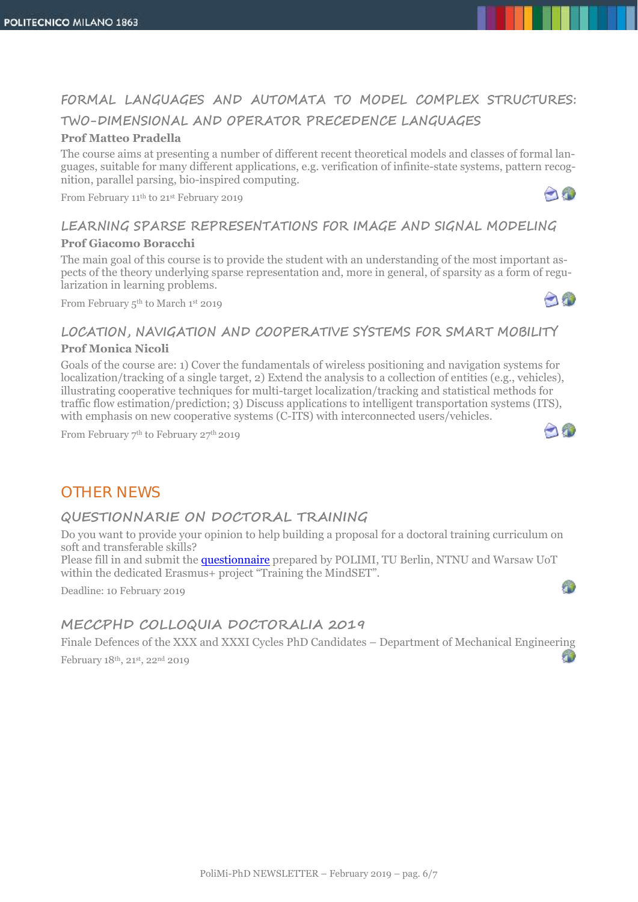### FORMAL LANGUAGES AND AUTOMATA TO MODEL COMPLEX STRUCTURES: TWO-DIMENSIONAL AND OPERATOR PRECEDENCE LANGUAGES

**Prof Matteo Pradella**

The course aims at presenting a number of different recent theoretical models and classes of formal languages, suitable for many different applications, e.g. verification of infinite-state systems, pattern recognition, parallel parsing, bio-inspired computing.

From February 11th to 21st February 2019

### LEARNING SPARSE REPRESENTATIONS FOR IMAGE AND SIGNAL MODELING

**Prof Giacomo Boracchi**

The main goal of this course is to provide the student with an understanding of the most important aspects of the theory underlying sparse representation and, more in general, of sparsity as a form of regularization in learning problems.

From February 5th to March 1st 2019

### LOCATION, NAVIGATION AND COOPERATIVE SYSTEMS FOR SMART MOBILITY

**Prof Monica Nicoli**

Goals of the course are: 1) Cover the fundamentals of wireless positioning and navigation systems for localization/tracking of a single target, 2) Extend the analysis to a collection of entities (e.g., vehicles), illustrating cooperative techniques for multi-target localization/tracking and statistical methods for traffic flow estimation/prediction; 3) Discuss applications to intelligent transportation systems (ITS), with emphasis on new cooperative systems (C-ITS) with interconnected users/vehicles.

From February 7th to February 27th 2019

## OTHER NEWS

### QUESTIONNARIE ON DOCTORAL TRAINING

Do you want to provide your opinion to help building a proposal for a doctoral training curriculum on soft and transferable skills?
Please fill in and submit the questionnaire prepared by POLIMI, TU Berlin, NTNU and Warsaw UoT within the dedicated Erasmus+ project "Training the MindSET".

Deadline: 10 February 2019

### MECCPHD COLLOQUIA DOCTORALIA 2019

Finale Defences of the XXX and XXXI Cycles PhD Candidates – Department of Mechanical Engineering

February 18th, 21st, 22nd 2019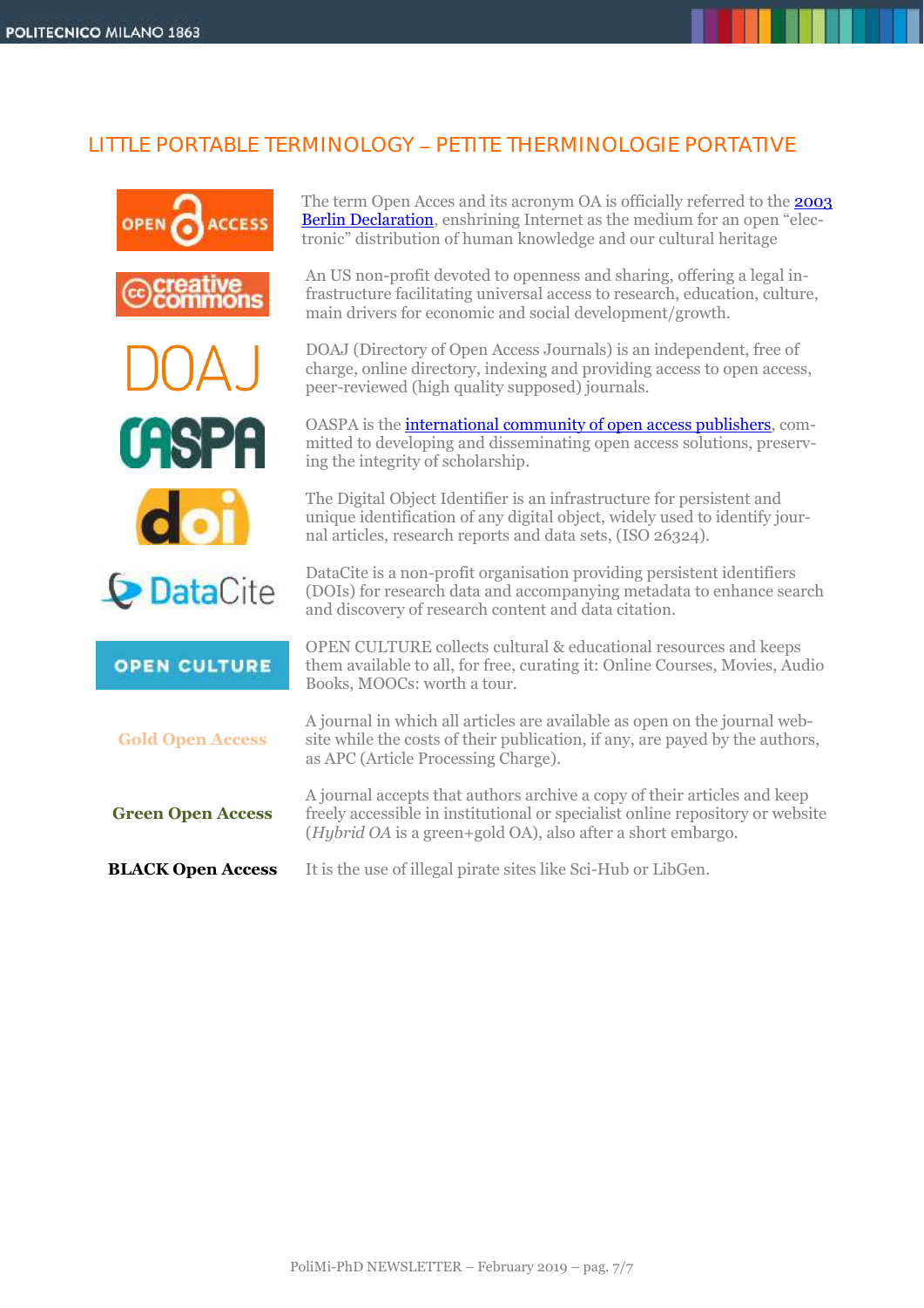## LITTLE PORTABLE TERMINOLOGY – PETITE THERMINOLOGIE PORTATIVE

| | |
|---|---|
| OPEN ACCESS | The term Open Acces and its acronym OA is officially referred to the 2003 Berlin Declaration, enshrining Internet as the medium for an open "electronic" distribution of human knowledge and our cultural heritage |
| creative commons | An US non-profit devoted to openness and sharing, offering a legal infrastructure facilitating universal access to research, education, culture, main drivers for economic and social development/growth. |
| DOAJ | DOAJ (Directory of Open Access Journals) is an independent, free of charge, online directory, indexing and providing access to open access, peer-reviewed (high quality supposed) journals. |
| OASPA | OASPA is the international community of open access publishers, committed to developing and disseminating open access solutions, preserving the integrity of scholarship. |
| doi | The Digital Object Identifier is an infrastructure for persistent and unique identification of any digital object, widely used to identify journal articles, research reports and data sets, (ISO 26324). |
| DataCite | DataCite is a non-profit organisation providing persistent identifiers (DOIs) for research data and accompanying metadata to enhance search and discovery of research content and data citation. |
| OPEN CULTURE | OPEN CULTURE collects cultural & educational resources and keeps them available to all, for free, curating it: Online Courses, Movies, Audio Books, MOOCs: worth a tour. |
| **Gold Open Access** | A journal in which all articles are available as open on the journal website while the costs of their publication, if any, are payed by the authors, as APC (Article Processing Charge). |
| **Green Open Access** | A journal accepts that authors archive a copy of their articles and keep freely accessible in institutional or specialist online repository or website (*Hybrid OA* is a green+gold OA), also after a short embargo. |
| **BLACK Open Access** | It is the use of illegal pirate sites like Sci-Hub or LibGen. |